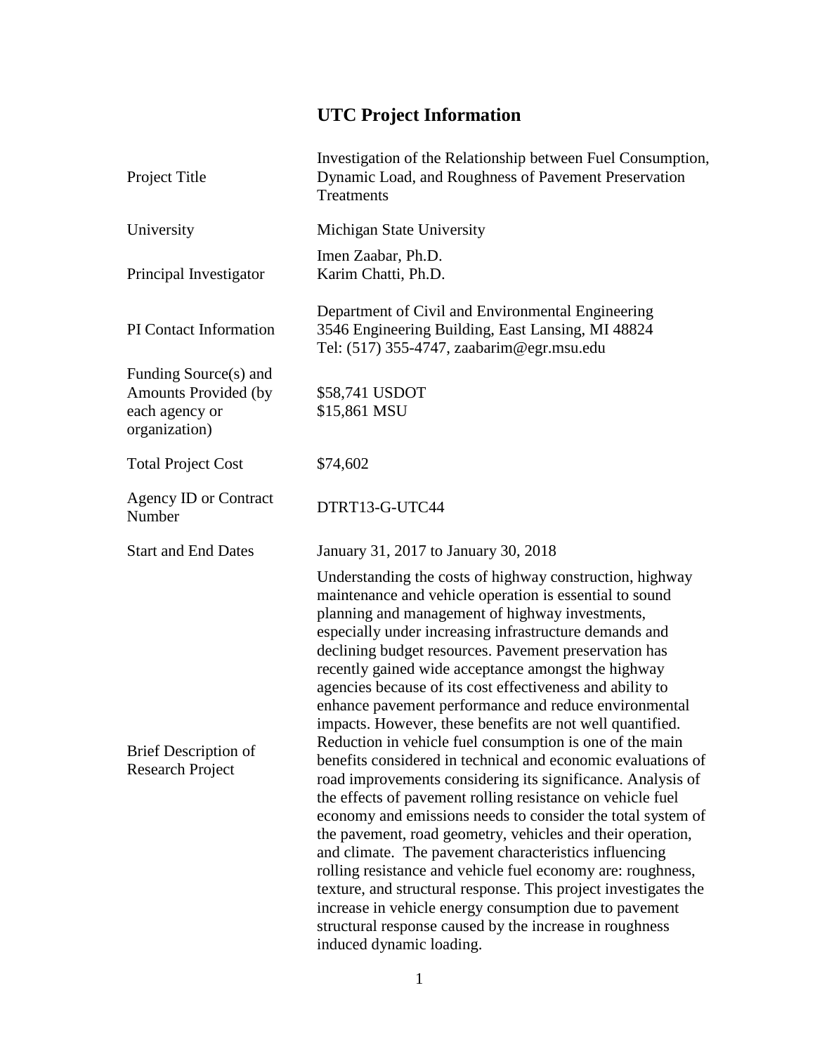# UTC Project Information

| | |
|---|---|
| Project Title | Investigation of the Relationship between Fuel Consumption, Dynamic Load, and Roughness of Pavement Preservation Treatments |
| University | Michigan State University |
| Principal Investigator | Imen Zaabar, Ph.D.<br>Karim Chatti, Ph.D. |
| PI Contact Information | Department of Civil and Environmental Engineering<br>3546 Engineering Building, East Lansing, MI 48824<br>Tel: (517) 355-4747, zaabarim@egr.msu.edu |
| Funding Source(s) and Amounts Provided (by each agency or organization) | \$58,741 USDOT<br>\$15,861 MSU |
| Total Project Cost | \$74,602 |
| Agency ID or Contract Number | DTRT13-G-UTC44 |
| Start and End Dates | January 31, 2017 to January 30, 2018 |
| Brief Description of Research Project | Understanding the costs of highway construction, highway maintenance and vehicle operation is essential to sound planning and management of highway investments, especially under increasing infrastructure demands and declining budget resources. Pavement preservation has recently gained wide acceptance amongst the highway agencies because of its cost effectiveness and ability to enhance pavement performance and reduce environmental impacts. However, these benefits are not well quantified. Reduction in vehicle fuel consumption is one of the main benefits considered in technical and economic evaluations of road improvements considering its significance. Analysis of the effects of pavement rolling resistance on vehicle fuel economy and emissions needs to consider the total system of the pavement, road geometry, vehicles and their operation, and climate. The pavement characteristics influencing rolling resistance and vehicle fuel economy are: roughness, texture, and structural response. This project investigates the increase in vehicle energy consumption due to pavement structural response caused by the increase in roughness induced dynamic loading. |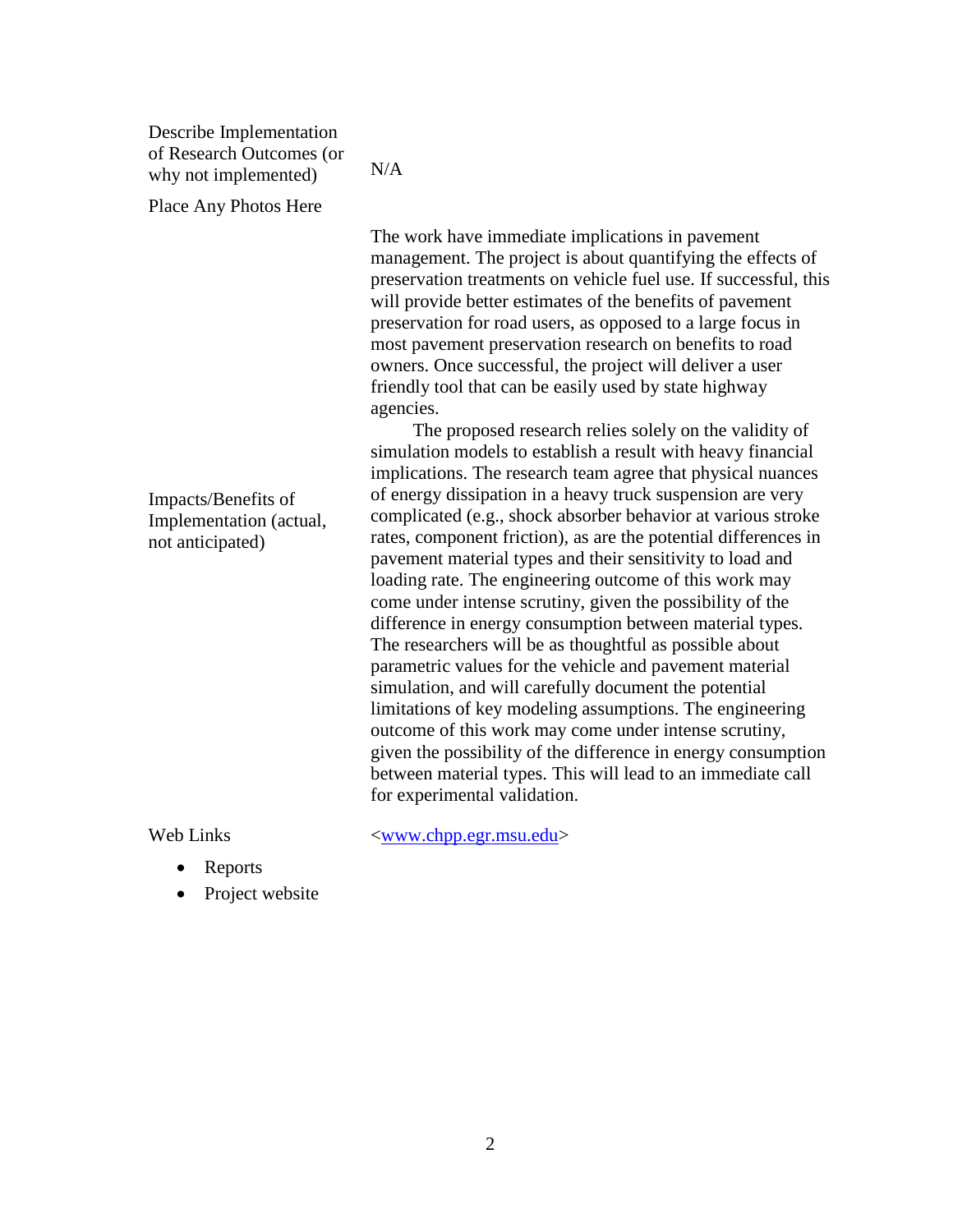| | |
|---|---|
| Describe Implementation of Research Outcomes (or why not implemented) | N/A |
| Place Any Photos Here | |
| Impacts/Benefits of Implementation (actual, not anticipated) | The work have immediate implications in pavement management. The project is about quantifying the effects of preservation treatments on vehicle fuel use. If successful, this will provide better estimates of the benefits of pavement preservation for road users, as opposed to a large focus in most pavement preservation research on benefits to road owners. Once successful, the project will deliver a user friendly tool that can be easily used by state highway agencies.<br>The proposed research relies solely on the validity of simulation models to establish a result with heavy financial implications. The research team agree that physical nuances of energy dissipation in a heavy truck suspension are very complicated (e.g., shock absorber behavior at various stroke rates, component friction), as are the potential differences in pavement material types and their sensitivity to load and loading rate. The engineering outcome of this work may come under intense scrutiny, given the possibility of the difference in energy consumption between material types. The researchers will be as thoughtful as possible about parametric values for the vehicle and pavement material simulation, and will carefully document the potential limitations of key modeling assumptions. The engineering outcome of this work may come under intense scrutiny, given the possibility of the difference in energy consumption between material types. This will lead to an immediate call for experimental validation. |
| Web Links<br>• Reports<br>• Project website | <www.chpp.egr.msu.edu> |